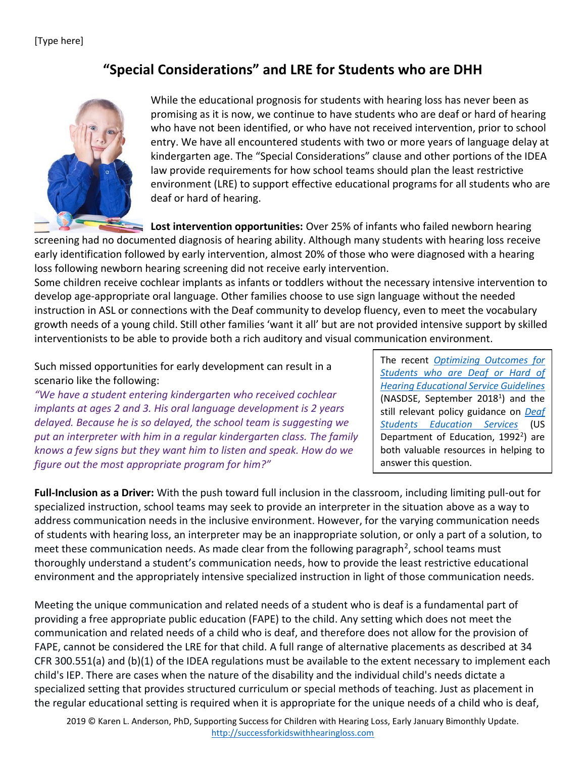# “Special Considerations” and LRE for Students who are DHH

While the educational prognosis for students with hearing loss has never been as promising as it is now, we continue to have students who are deaf or hard of hearing who have not been identified, or who have not received intervention, prior to school entry. We have all encountered students with two or more years of language delay at kindergarten age. The “Special Considerations” clause and other portions of the IDEA law provide requirements for how school teams should plan the least restrictive environment (LRE) to support effective educational programs for all students who are deaf or hard of hearing.

**Lost intervention opportunities:** Over 25% of infants who failed newborn hearing screening had no documented diagnosis of hearing ability. Although many students with hearing loss receive early identification followed by early intervention, almost 20% of those who were diagnosed with a hearing loss following newborn hearing screening did not receive early intervention.

Some children receive cochlear implants as infants or toddlers without the necessary intensive intervention to develop age-appropriate oral language. Other families choose to use sign language without the needed instruction in ASL or connections with the Deaf community to develop fluency, even to meet the vocabulary growth needs of a young child. Still other families ‘want it all’ but are not provided intensive support by skilled interventionists to be able to provide both a rich auditory and visual communication environment.

Such missed opportunities for early development can result in a scenario like the following:

*“We have a student entering kindergarten who received cochlear implants at ages 2 and 3. His oral language development is 2 years delayed. Because he is so delayed, the school team is suggesting we put an interpreter with him in a regular kindergarten class. The family knows a few signs but they want him to listen and speak. How do we figure out the most appropriate program for him?”*

> The recent *Optimizing Outcomes for Students who are Deaf or Hard of Hearing Educational Service Guidelines* (NASDSE, September 2018[1]) and the still relevant policy guidance on *Deaf Students Education Services* (US Department of Education, 1992[2]) are both valuable resources in helping to answer this question.

**Full-Inclusion as a Driver:** With the push toward full inclusion in the classroom, including limiting pull-out for specialized instruction, school teams may seek to provide an interpreter in the situation above as a way to address communication needs in the inclusive environment. However, for the varying communication needs of students with hearing loss, an interpreter may be an inappropriate solution, or only a part of a solution, to meet these communication needs. As made clear from the following paragraph[2], school teams must thoroughly understand a student’s communication needs, how to provide the least restrictive educational environment and the appropriately intensive specialized instruction in light of those communication needs.

Meeting the unique communication and related needs of a student who is deaf is a fundamental part of providing a free appropriate public education (FAPE) to the child. Any setting which does not meet the communication and related needs of a child who is deaf, and therefore does not allow for the provision of FAPE, cannot be considered the LRE for that child. A full range of alternative placements as described at 34 CFR 300.551(a) and (b)(1) of the IDEA regulations must be available to the extent necessary to implement each child's IEP. There are cases when the nature of the disability and the individual child's needs dictate a specialized setting that provides structured curriculum or special methods of teaching. Just as placement in the regular educational setting is required when it is appropriate for the unique needs of a child who is deaf,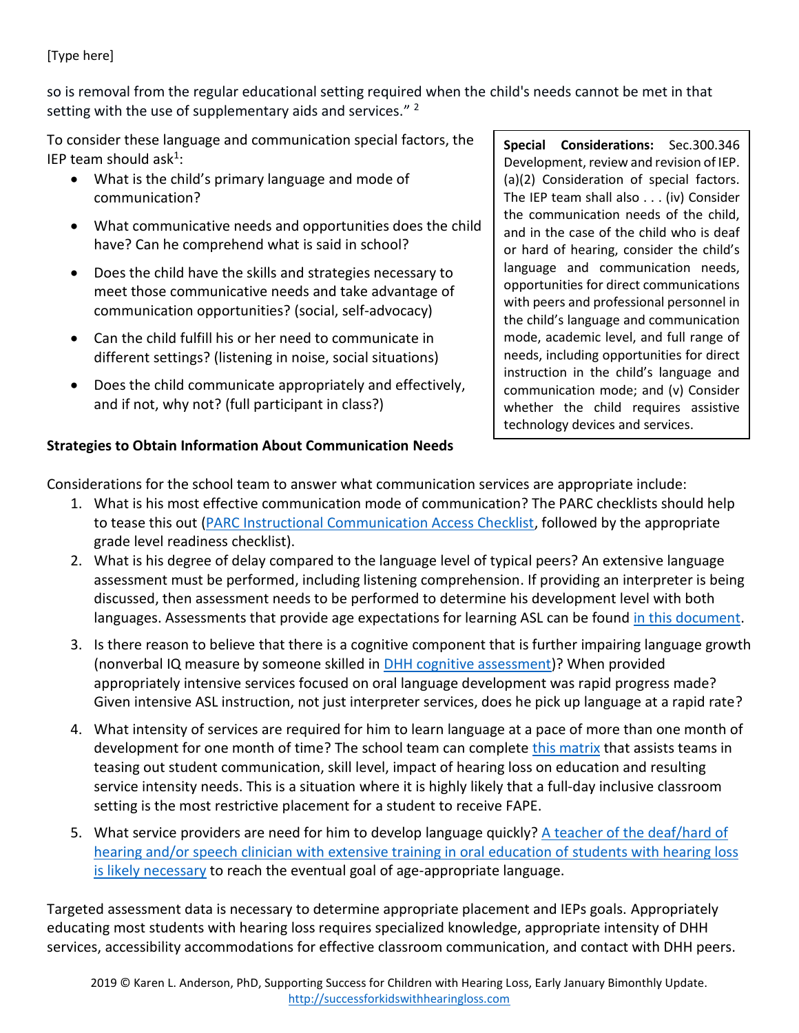so is removal from the regular educational setting required when the child's needs cannot be met in that setting with the use of supplementary aids and services." [2]

To consider these language and communication special factors, the IEP team should ask[1]:

- What is the child's primary language and mode of communication?
- What communicative needs and opportunities does the child have? Can he comprehend what is said in school?
- Does the child have the skills and strategies necessary to meet those communicative needs and take advantage of communication opportunities? (social, self-advocacy)
- Can the child fulfill his or her need to communicate in different settings? (listening in noise, social situations)
- Does the child communicate appropriately and effectively, and if not, why not? (full participant in class?)

**Special Considerations:** Sec.300.346 Development, review and revision of IEP. (a)(2) Consideration of special factors. The IEP team shall also . . . (iv) Consider the communication needs of the child, and in the case of the child who is deaf or hard of hearing, consider the child's language and communication needs, opportunities for direct communications with peers and professional personnel in the child's language and communication mode, academic level, and full range of needs, including opportunities for direct instruction in the child's language and communication mode; and (v) Consider whether the child requires assistive technology devices and services.

**Strategies to Obtain Information About Communication Needs**

Considerations for the school team to answer what communication services are appropriate include:

1. What is his most effective communication mode of communication? The PARC checklists should help to tease this out (PARC Instructional Communication Access Checklist, followed by the appropriate grade level readiness checklist).
2. What is his degree of delay compared to the language level of typical peers? An extensive language assessment must be performed, including listening comprehension. If providing an interpreter is being discussed, then assessment needs to be performed to determine his development level with both languages. Assessments that provide age expectations for learning ASL can be found in this document.
3. Is there reason to believe that there is a cognitive component that is further impairing language growth (nonverbal IQ measure by someone skilled in DHH cognitive assessment)? When provided appropriately intensive services focused on oral language development was rapid progress made? Given intensive ASL instruction, not just interpreter services, does he pick up language at a rapid rate?
4. What intensity of services are required for him to learn language at a pace of more than one month of development for one month of time? The school team can complete this matrix that assists teams in teasing out student communication, skill level, impact of hearing loss on education and resulting service intensity needs. This is a situation where it is highly likely that a full-day inclusive classroom setting is the most restrictive placement for a student to receive FAPE.
5. What service providers are need for him to develop language quickly? A teacher of the deaf/hard of hearing and/or speech clinician with extensive training in oral education of students with hearing loss is likely necessary to reach the eventual goal of age-appropriate language.

Targeted assessment data is necessary to determine appropriate placement and IEPs goals. Appropriately educating most students with hearing loss requires specialized knowledge, appropriate intensity of DHH services, accessibility accommodations for effective classroom communication, and contact with DHH peers.